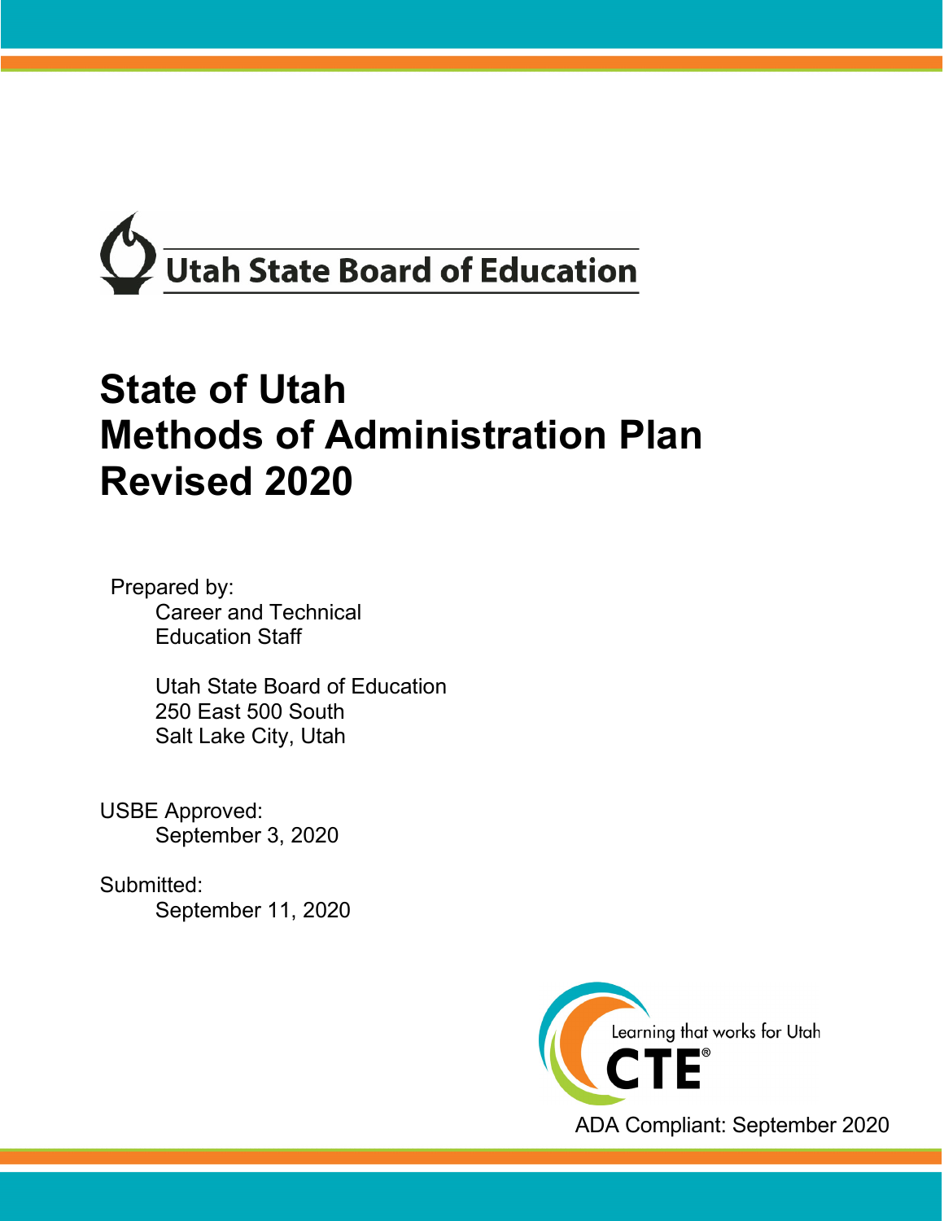Utah State Board of Education

# State of Utah Methods of Administration Plan Revised 2020

Prepared by:
Career and Technical Education Staff

Utah State Board of Education
250 East 500 South
Salt Lake City, Utah

USBE Approved:
September 3, 2020

Submitted:
September 11, 2020

Learning that works for Utah
CTE®

ADA Compliant: September 2020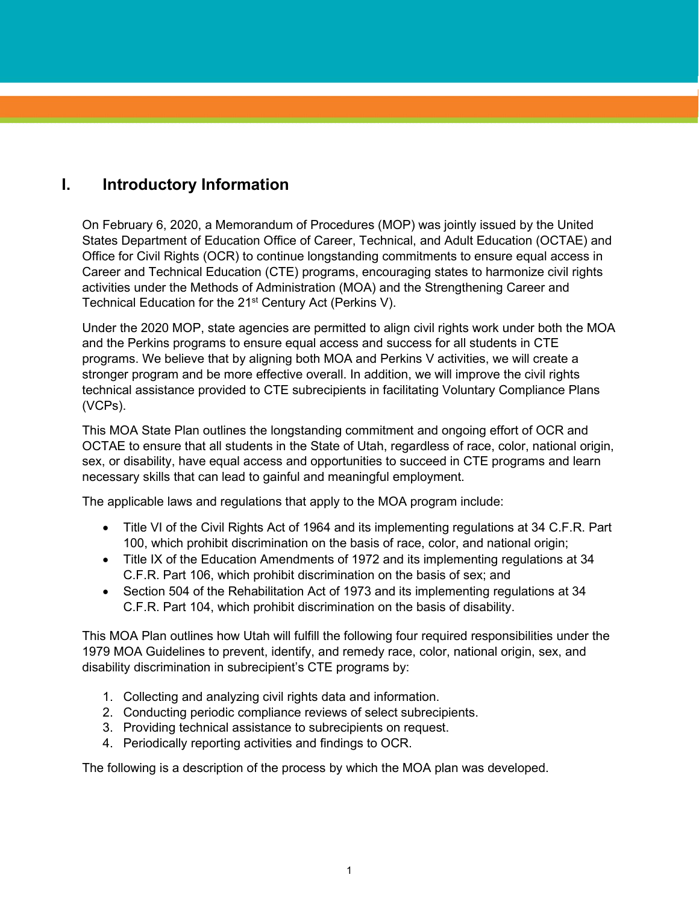## I. Introductory Information

On February 6, 2020, a Memorandum of Procedures (MOP) was jointly issued by the United States Department of Education Office of Career, Technical, and Adult Education (OCTAE) and Office for Civil Rights (OCR) to continue longstanding commitments to ensure equal access in Career and Technical Education (CTE) programs, encouraging states to harmonize civil rights activities under the Methods of Administration (MOA) and the Strengthening Career and Technical Education for the 21st Century Act (Perkins V).

Under the 2020 MOP, state agencies are permitted to align civil rights work under both the MOA and the Perkins programs to ensure equal access and success for all students in CTE programs. We believe that by aligning both MOA and Perkins V activities, we will create a stronger program and be more effective overall. In addition, we will improve the civil rights technical assistance provided to CTE subrecipients in facilitating Voluntary Compliance Plans (VCPs).

This MOA State Plan outlines the longstanding commitment and ongoing effort of OCR and OCTAE to ensure that all students in the State of Utah, regardless of race, color, national origin, sex, or disability, have equal access and opportunities to succeed in CTE programs and learn necessary skills that can lead to gainful and meaningful employment.

The applicable laws and regulations that apply to the MOA program include:

- Title VI of the Civil Rights Act of 1964 and its implementing regulations at 34 C.F.R. Part 100, which prohibit discrimination on the basis of race, color, and national origin;
- Title IX of the Education Amendments of 1972 and its implementing regulations at 34 C.F.R. Part 106, which prohibit discrimination on the basis of sex; and
- Section 504 of the Rehabilitation Act of 1973 and its implementing regulations at 34 C.F.R. Part 104, which prohibit discrimination on the basis of disability.

This MOA Plan outlines how Utah will fulfill the following four required responsibilities under the 1979 MOA Guidelines to prevent, identify, and remedy race, color, national origin, sex, and disability discrimination in subrecipient's CTE programs by:

1. Collecting and analyzing civil rights data and information.
2. Conducting periodic compliance reviews of select subrecipients.
3. Providing technical assistance to subrecipients on request.
4. Periodically reporting activities and findings to OCR.

The following is a description of the process by which the MOA plan was developed.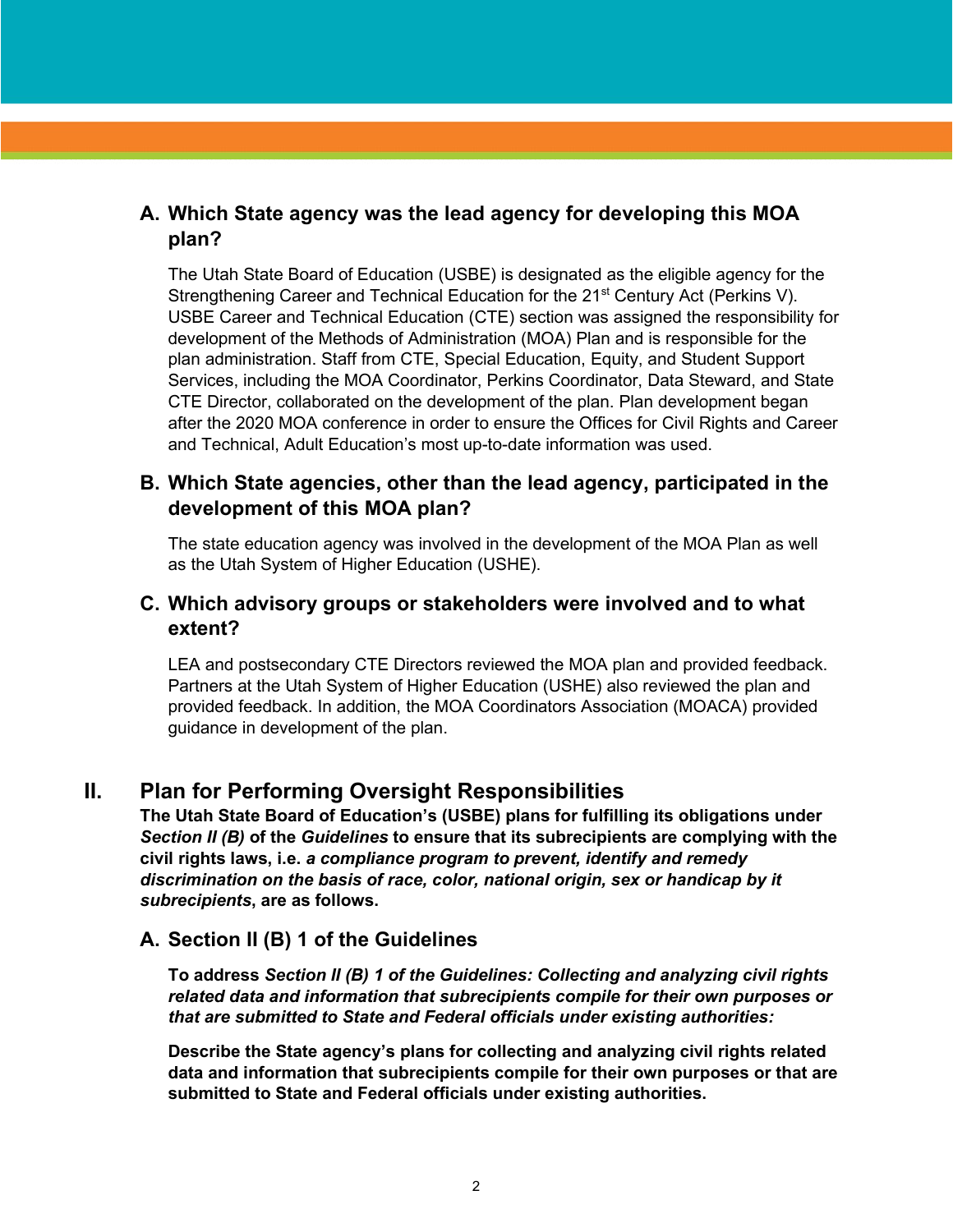### A. Which State agency was the lead agency for developing this MOA plan?

The Utah State Board of Education (USBE) is designated as the eligible agency for the Strengthening Career and Technical Education for the 21st Century Act (Perkins V). USBE Career and Technical Education (CTE) section was assigned the responsibility for development of the Methods of Administration (MOA) Plan and is responsible for the plan administration. Staff from CTE, Special Education, Equity, and Student Support Services, including the MOA Coordinator, Perkins Coordinator, Data Steward, and State CTE Director, collaborated on the development of the plan. Plan development began after the 2020 MOA conference in order to ensure the Offices for Civil Rights and Career and Technical, Adult Education's most up-to-date information was used.

### B. Which State agencies, other than the lead agency, participated in the development of this MOA plan?

The state education agency was involved in the development of the MOA Plan as well as the Utah System of Higher Education (USHE).

### C. Which advisory groups or stakeholders were involved and to what extent?

LEA and postsecondary CTE Directors reviewed the MOA plan and provided feedback. Partners at the Utah System of Higher Education (USHE) also reviewed the plan and provided feedback. In addition, the MOA Coordinators Association (MOACA) provided guidance in development of the plan.

## II. Plan for Performing Oversight Responsibilities

**The Utah State Board of Education's (USBE) plans for fulfilling its obligations under *Section II (B)* of the *Guidelines* to ensure that its subrecipients are complying with the civil rights laws, i.e. *a compliance program to prevent, identify and remedy discrimination on the basis of race, color, national origin, sex or handicap by it subrecipients*, are as follows.**

### A. Section II (B) 1 of the Guidelines

**To address *Section II (B) 1 of the Guidelines: Collecting and analyzing civil rights related data and information that subrecipients compile for their own purposes or that are submitted to State and Federal officials under existing authorities:***

**Describe the State agency's plans for collecting and analyzing civil rights related data and information that subrecipients compile for their own purposes or that are submitted to State and Federal officials under existing authorities.**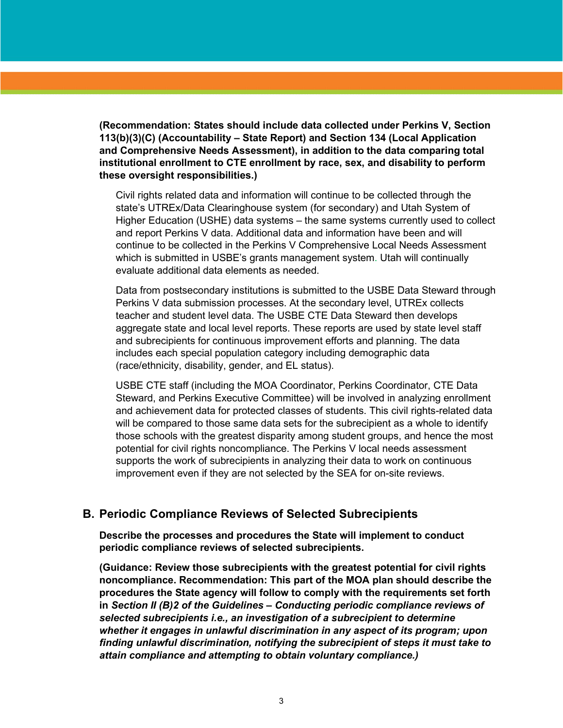**(Recommendation: States should include data collected under Perkins V, Section 113(b)(3)(C) (Accountability – State Report) and Section 134 (Local Application and Comprehensive Needs Assessment), in addition to the data comparing total institutional enrollment to CTE enrollment by race, sex, and disability to perform these oversight responsibilities.)**

Civil rights related data and information will continue to be collected through the state's UTREx/Data Clearinghouse system (for secondary) and Utah System of Higher Education (USHE) data systems – the same systems currently used to collect and report Perkins V data. Additional data and information have been and will continue to be collected in the Perkins V Comprehensive Local Needs Assessment which is submitted in USBE's grants management system. Utah will continually evaluate additional data elements as needed.

Data from postsecondary institutions is submitted to the USBE Data Steward through Perkins V data submission processes. At the secondary level, UTREx collects teacher and student level data. The USBE CTE Data Steward then develops aggregate state and local level reports. These reports are used by state level staff and subrecipients for continuous improvement efforts and planning. The data includes each special population category including demographic data (race/ethnicity, disability, gender, and EL status).

USBE CTE staff (including the MOA Coordinator, Perkins Coordinator, CTE Data Steward, and Perkins Executive Committee) will be involved in analyzing enrollment and achievement data for protected classes of students. This civil rights-related data will be compared to those same data sets for the subrecipient as a whole to identify those schools with the greatest disparity among student groups, and hence the most potential for civil rights noncompliance. The Perkins V local needs assessment supports the work of subrecipients in analyzing their data to work on continuous improvement even if they are not selected by the SEA for on-site reviews.

## B. Periodic Compliance Reviews of Selected Subrecipients

**Describe the processes and procedures the State will implement to conduct periodic compliance reviews of selected subrecipients.**

**(Guidance: Review those subrecipients with the greatest potential for civil rights noncompliance. Recommendation: This part of the MOA plan should describe the procedures the State agency will follow to comply with the requirements set forth in *Section II (B)2 of the Guidelines – Conducting periodic compliance reviews of selected subrecipients i.e., an investigation of a subrecipient to determine whether it engages in unlawful discrimination in any aspect of its program; upon finding unlawful discrimination, notifying the subrecipient of steps it must take to attain compliance and attempting to obtain voluntary compliance.)***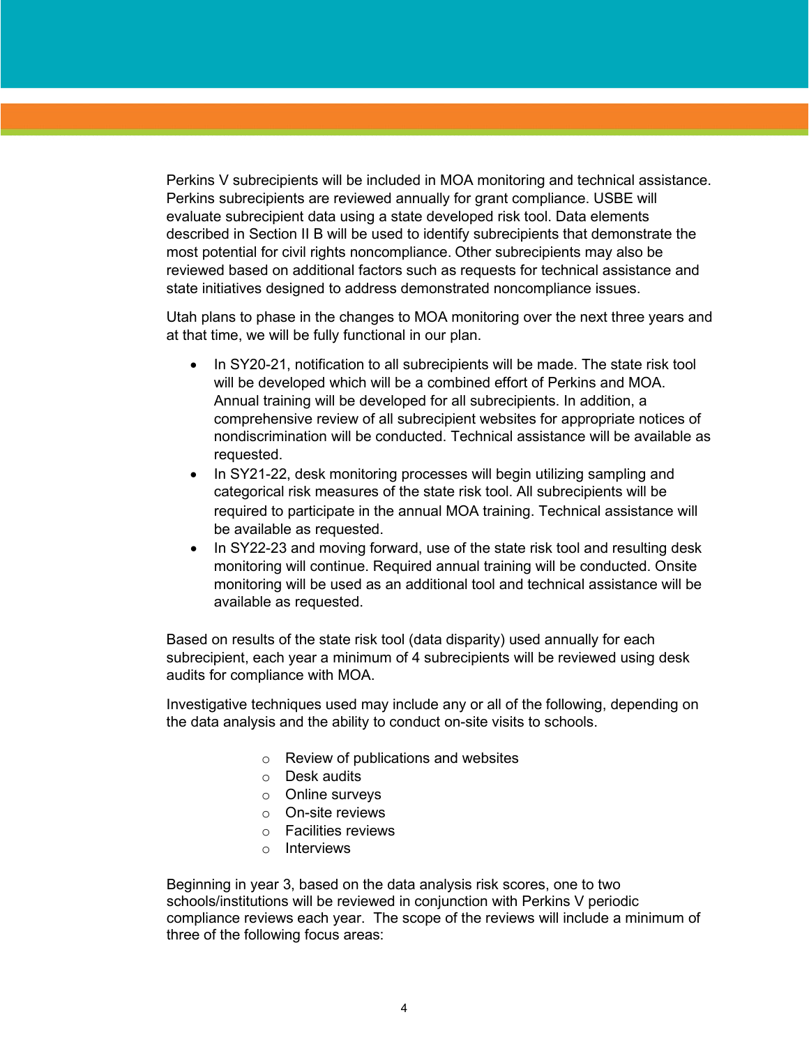Perkins V subrecipients will be included in MOA monitoring and technical assistance. Perkins subrecipients are reviewed annually for grant compliance. USBE will evaluate subrecipient data using a state developed risk tool. Data elements described in Section II B will be used to identify subrecipients that demonstrate the most potential for civil rights noncompliance. Other subrecipients may also be reviewed based on additional factors such as requests for technical assistance and state initiatives designed to address demonstrated noncompliance issues.

Utah plans to phase in the changes to MOA monitoring over the next three years and at that time, we will be fully functional in our plan.

- In SY20-21, notification to all subrecipients will be made. The state risk tool will be developed which will be a combined effort of Perkins and MOA. Annual training will be developed for all subrecipients. In addition, a comprehensive review of all subrecipient websites for appropriate notices of nondiscrimination will be conducted. Technical assistance will be available as requested.
- In SY21-22, desk monitoring processes will begin utilizing sampling and categorical risk measures of the state risk tool. All subrecipients will be required to participate in the annual MOA training. Technical assistance will be available as requested.
- In SY22-23 and moving forward, use of the state risk tool and resulting desk monitoring will continue. Required annual training will be conducted. Onsite monitoring will be used as an additional tool and technical assistance will be available as requested.

Based on results of the state risk tool (data disparity) used annually for each subrecipient, each year a minimum of 4 subrecipients will be reviewed using desk audits for compliance with MOA.

Investigative techniques used may include any or all of the following, depending on the data analysis and the ability to conduct on-site visits to schools.

- Review of publications and websites
- Desk audits
- Online surveys
- On-site reviews
- Facilities reviews
- Interviews

Beginning in year 3, based on the data analysis risk scores, one to two schools/institutions will be reviewed in conjunction with Perkins V periodic compliance reviews each year. The scope of the reviews will include a minimum of three of the following focus areas: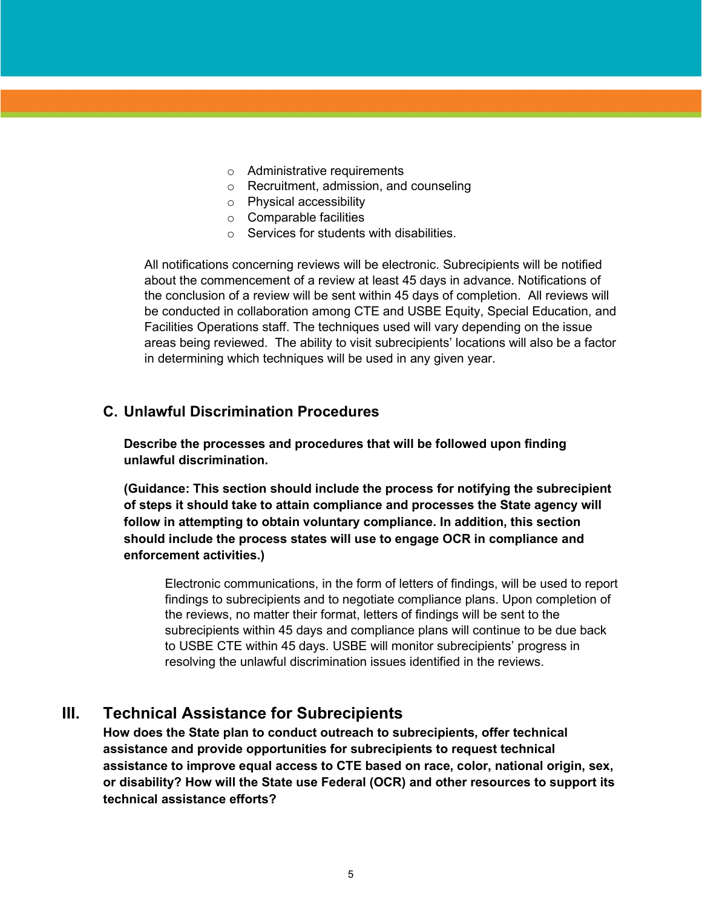- Administrative requirements
- Recruitment, admission, and counseling
- Physical accessibility
- Comparable facilities
- Services for students with disabilities.

All notifications concerning reviews will be electronic. Subrecipients will be notified about the commencement of a review at least 45 days in advance. Notifications of the conclusion of a review will be sent within 45 days of completion. All reviews will be conducted in collaboration among CTE and USBE Equity, Special Education, and Facilities Operations staff. The techniques used will vary depending on the issue areas being reviewed. The ability to visit subrecipients' locations will also be a factor in determining which techniques will be used in any given year.

### C. Unlawful Discrimination Procedures

**Describe the processes and procedures that will be followed upon finding unlawful discrimination.**

**(Guidance: This section should include the process for notifying the subrecipient of steps it should take to attain compliance and processes the State agency will follow in attempting to obtain voluntary compliance. In addition, this section should include the process states will use to engage OCR in compliance and enforcement activities.)**

Electronic communications, in the form of letters of findings, will be used to report findings to subrecipients and to negotiate compliance plans. Upon completion of the reviews, no matter their format, letters of findings will be sent to the subrecipients within 45 days and compliance plans will continue to be due back to USBE CTE within 45 days. USBE will monitor subrecipients' progress in resolving the unlawful discrimination issues identified in the reviews.

## III. Technical Assistance for Subrecipients

**How does the State plan to conduct outreach to subrecipients, offer technical assistance and provide opportunities for subrecipients to request technical assistance to improve equal access to CTE based on race, color, national origin, sex, or disability? How will the State use Federal (OCR) and other resources to support its technical assistance efforts?**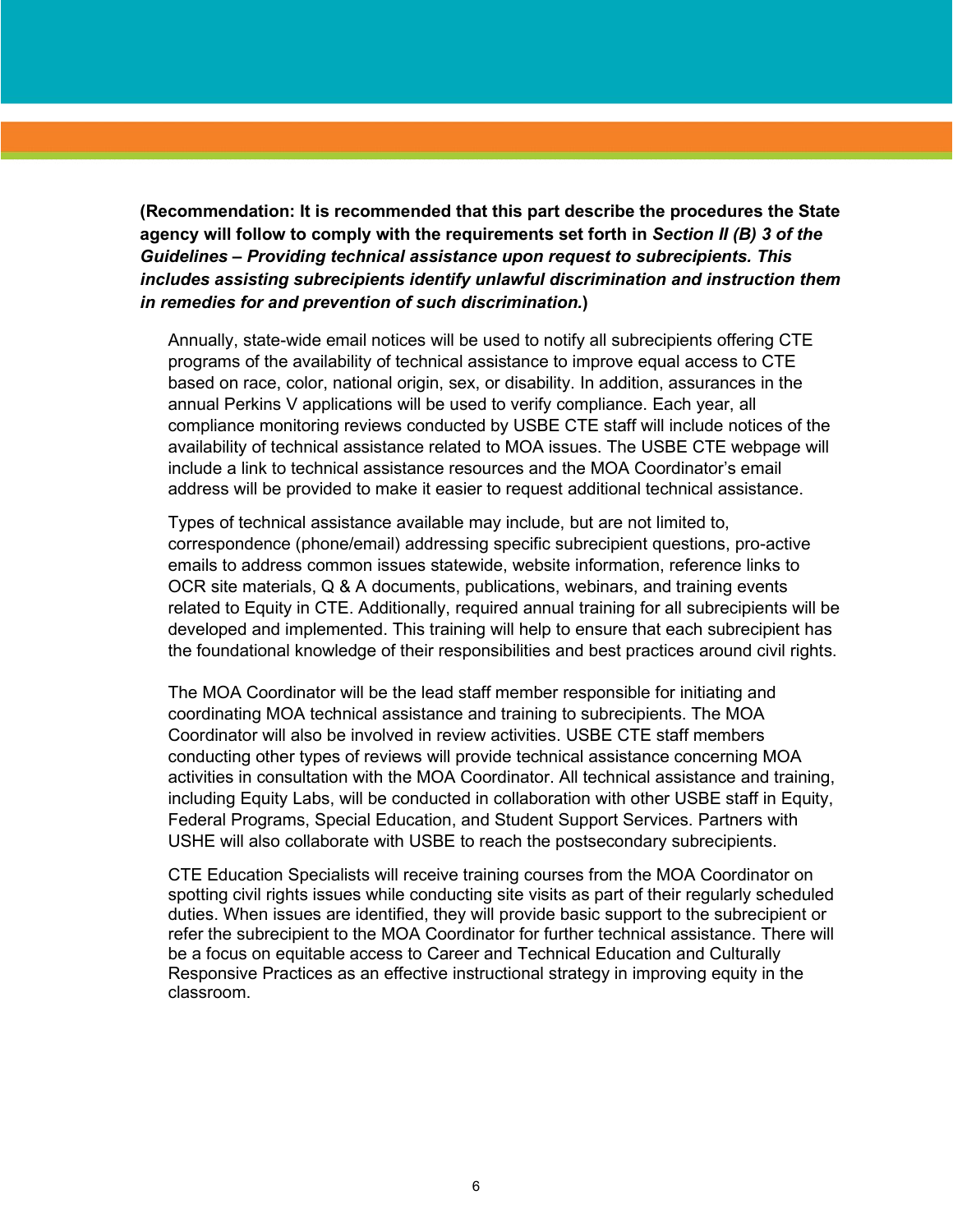**(Recommendation: It is recommended that this part describe the procedures the State agency will follow to comply with the requirements set forth in *Section II (B) 3 of the Guidelines – Providing technical assistance upon request to subrecipients. This includes assisting subrecipients identify unlawful discrimination and instruction them in remedies for and prevention of such discrimination.*)**

Annually, state-wide email notices will be used to notify all subrecipients offering CTE programs of the availability of technical assistance to improve equal access to CTE based on race, color, national origin, sex, or disability. In addition, assurances in the annual Perkins V applications will be used to verify compliance. Each year, all compliance monitoring reviews conducted by USBE CTE staff will include notices of the availability of technical assistance related to MOA issues. The USBE CTE webpage will include a link to technical assistance resources and the MOA Coordinator's email address will be provided to make it easier to request additional technical assistance.

Types of technical assistance available may include, but are not limited to, correspondence (phone/email) addressing specific subrecipient questions, pro-active emails to address common issues statewide, website information, reference links to OCR site materials, Q & A documents, publications, webinars, and training events related to Equity in CTE. Additionally, required annual training for all subrecipients will be developed and implemented. This training will help to ensure that each subrecipient has the foundational knowledge of their responsibilities and best practices around civil rights.

The MOA Coordinator will be the lead staff member responsible for initiating and coordinating MOA technical assistance and training to subrecipients. The MOA Coordinator will also be involved in review activities. USBE CTE staff members conducting other types of reviews will provide technical assistance concerning MOA activities in consultation with the MOA Coordinator. All technical assistance and training, including Equity Labs, will be conducted in collaboration with other USBE staff in Equity, Federal Programs, Special Education, and Student Support Services. Partners with USHE will also collaborate with USBE to reach the postsecondary subrecipients.

CTE Education Specialists will receive training courses from the MOA Coordinator on spotting civil rights issues while conducting site visits as part of their regularly scheduled duties. When issues are identified, they will provide basic support to the subrecipient or refer the subrecipient to the MOA Coordinator for further technical assistance. There will be a focus on equitable access to Career and Technical Education and Culturally Responsive Practices as an effective instructional strategy in improving equity in the classroom.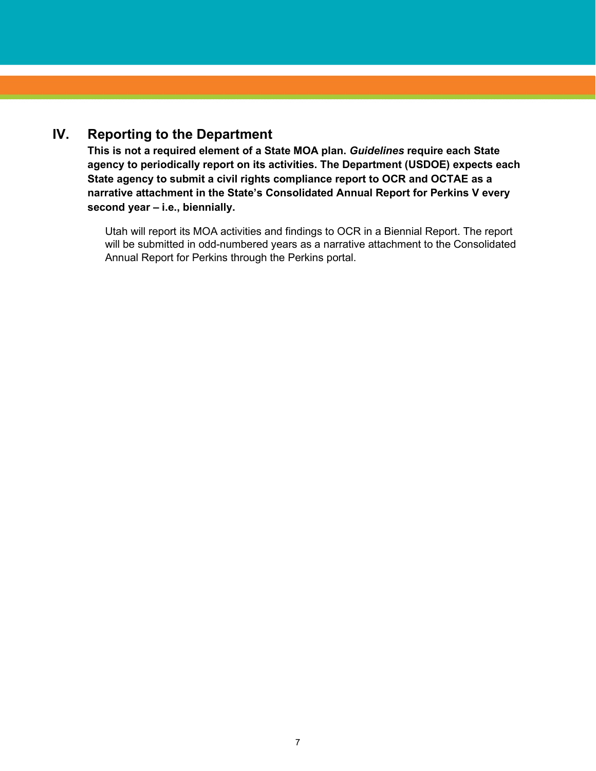## IV. Reporting to the Department

**This is not a required element of a State MOA plan. *Guidelines* require each State agency to periodically report on its activities. The Department (USDOE) expects each State agency to submit a civil rights compliance report to OCR and OCTAE as a narrative attachment in the State's Consolidated Annual Report for Perkins V every second year – i.e., biennially.**

Utah will report its MOA activities and findings to OCR in a Biennial Report. The report will be submitted in odd-numbered years as a narrative attachment to the Consolidated Annual Report for Perkins through the Perkins portal.